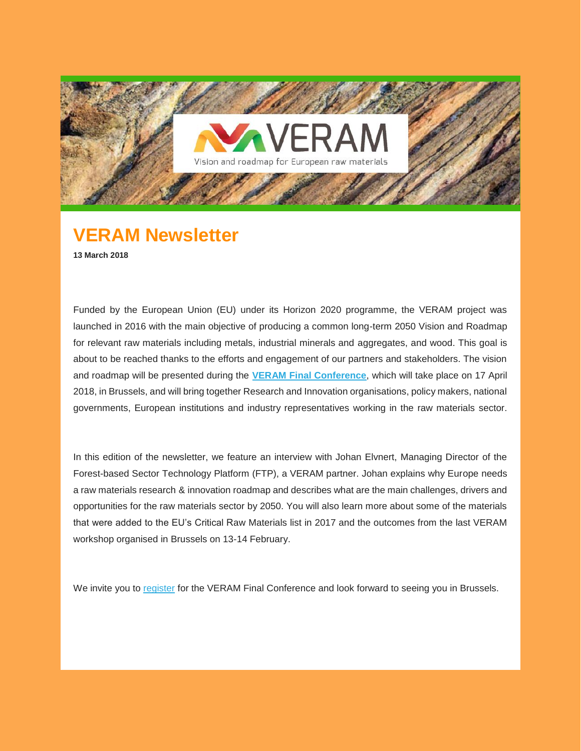VERAM

Vision and roadmap for European raw materials

# VERAM Newsletter

**13 March 2018**

Funded by the European Union (EU) under its Horizon 2020 programme, the VERAM project was launched in 2016 with the main objective of producing a common long-term 2050 Vision and Roadmap for relevant raw materials including metals, industrial minerals and aggregates, and wood. This goal is about to be reached thanks to the efforts and engagement of our partners and stakeholders. The vision and roadmap will be presented during the **VERAM Final Conference**, which will take place on 17 April 2018, in Brussels, and will bring together Research and Innovation organisations, policy makers, national governments, European institutions and industry representatives working in the raw materials sector.

In this edition of the newsletter, we feature an interview with Johan Elvnert, Managing Director of the Forest-based Sector Technology Platform (FTP), a VERAM partner. Johan explains why Europe needs a raw materials research & innovation roadmap and describes what are the main challenges, drivers and opportunities for the raw materials sector by 2050. You will also learn more about some of the materials that were added to the EU's Critical Raw Materials list in 2017 and the outcomes from the last VERAM workshop organised in Brussels on 13-14 February.

We invite you to register for the VERAM Final Conference and look forward to seeing you in Brussels.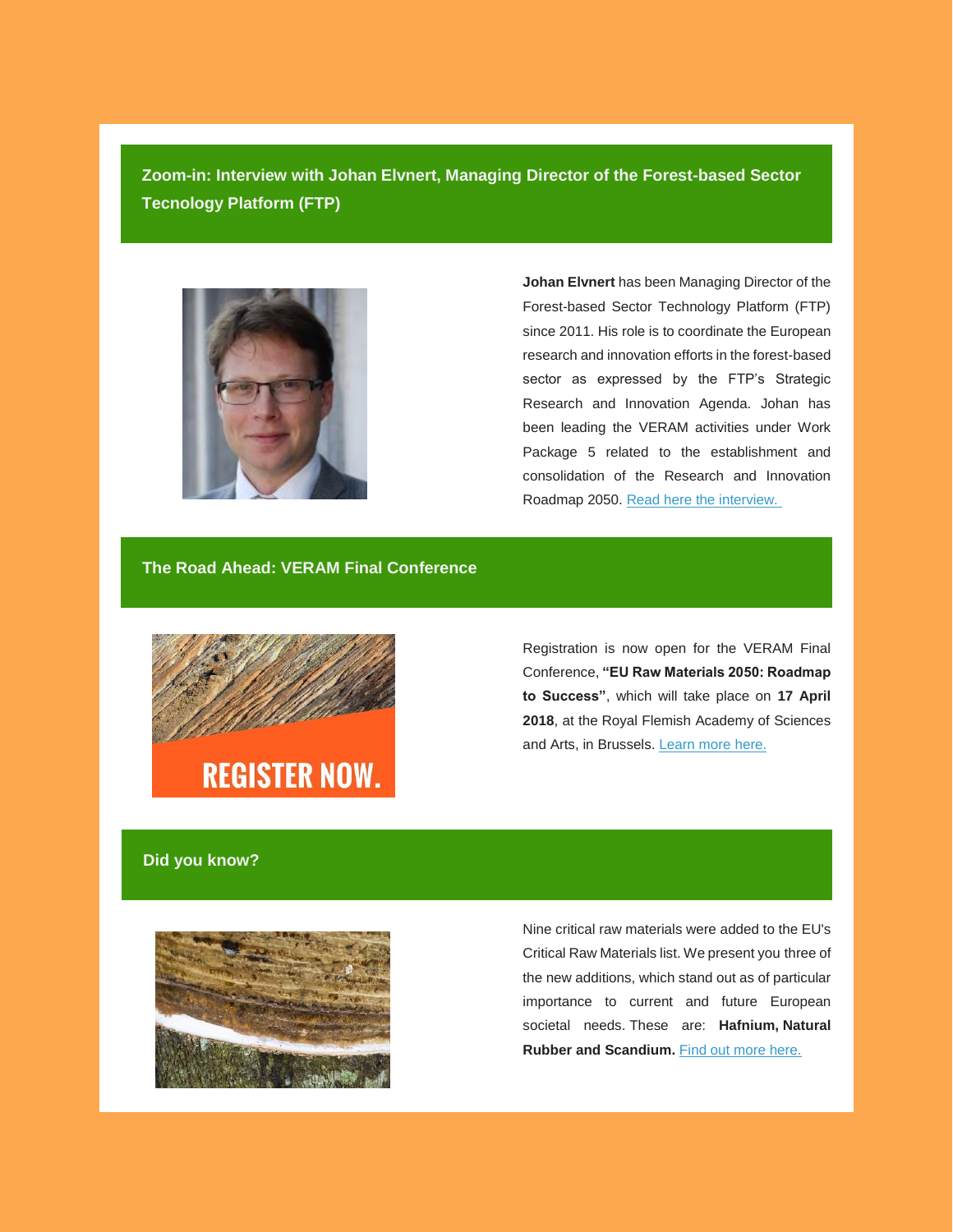## Zoom-in: Interview with Johan Elvnert, Managing Director of the Forest-based Sector Tecnology Platform (FTP)

**Johan Elvnert** has been Managing Director of the Forest-based Sector Technology Platform (FTP) since 2011. His role is to coordinate the European research and innovation efforts in the forest-based sector as expressed by the FTP's Strategic Research and Innovation Agenda. Johan has been leading the VERAM activities under Work Package 5 related to the establishment and consolidation of the Research and Innovation Roadmap 2050. Read here the interview.

## The Road Ahead: VERAM Final Conference

Registration is now open for the VERAM Final Conference, **"EU Raw Materials 2050: Roadmap to Success"**, which will take place on **17 April 2018**, at the Royal Flemish Academy of Sciences and Arts, in Brussels. Learn more here.

## Did you know?

Nine critical raw materials were added to the EU's Critical Raw Materials list. We present you three of the new additions, which stand out as of particular importance to current and future European societal needs. These are: **Hafnium, Natural Rubber and Scandium.** Find out more here.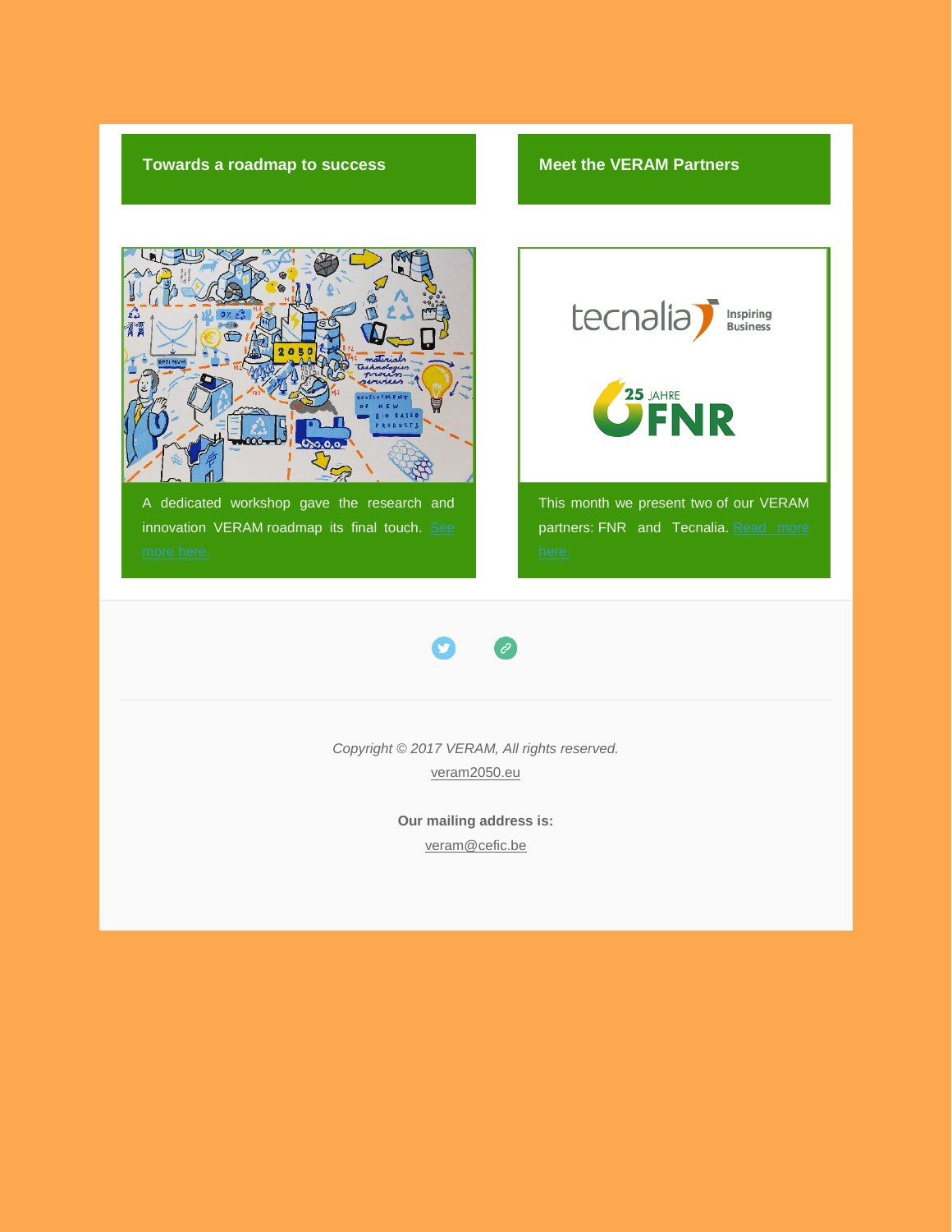## Towards a roadmap to success

A dedicated workshop gave the research and innovation VERAM roadmap its final touch. See more here.

## Meet the VERAM Partners

This month we present two of our VERAM partners: FNR and Tecnalia. Read more here.

*Copyright © 2017 VERAM, All rights reserved.*

veram2050.eu

**Our mailing address is:**

veram@cefic.be